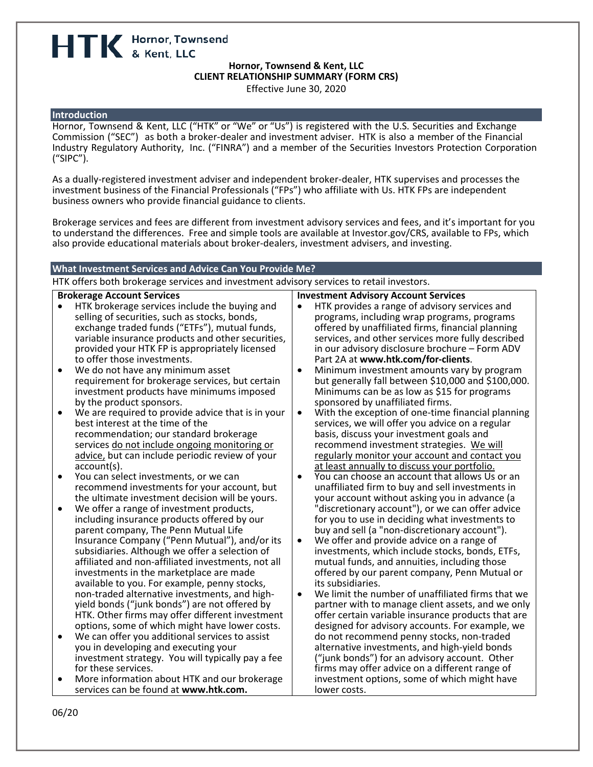HTK Hornor, Townsend & Kent, LLC

# Hornor, Townsend & Kent, LLC
## CLIENT RELATIONSHIP SUMMARY (FORM CRS)

Effective June 30, 2020

## Introduction

Hornor, Townsend & Kent, LLC ("HTK" or "We" or "Us") is registered with the U.S. Securities and Exchange Commission ("SEC") as both a broker-dealer and investment adviser. HTK is also a member of the Financial Industry Regulatory Authority, Inc. ("FINRA") and a member of the Securities Investors Protection Corporation ("SIPC").

As a dually-registered investment adviser and independent broker-dealer, HTK supervises and processes the investment business of the Financial Professionals ("FPs") who affiliate with Us. HTK FPs are independent business owners who provide financial guidance to clients.

Brokerage services and fees are different from investment advisory services and fees, and it's important for you to understand the differences. Free and simple tools are available at Investor.gov/CRS, available to FPs, which also provide educational materials about broker-dealers, investment advisers, and investing.

## What Investment Services and Advice Can You Provide Me?

HTK offers both brokerage services and investment advisory services to retail investors.

### Brokerage Account Services

- HTK brokerage services include the buying and selling of securities, such as stocks, bonds, exchange traded funds ("ETFs"), mutual funds, variable insurance products and other securities, provided your HTK FP is appropriately licensed to offer those investments.
- We do not have any minimum asset requirement for brokerage services, but certain investment products have minimums imposed by the product sponsors.
- We are required to provide advice that is in your best interest at the time of the recommendation; our standard brokerage services <u>do not include ongoing monitoring or advice,</u> but can include periodic review of your account(s).
- You can select investments, or we can recommend investments for your account, but the ultimate investment decision will be yours.
- We offer a range of investment products, including insurance products offered by our parent company, The Penn Mutual Life Insurance Company ("Penn Mutual"), and/or its subsidiaries. Although we offer a selection of affiliated and non-affiliated investments, not all investments in the marketplace are made available to you. For example, penny stocks, non-traded alternative investments, and high-yield bonds ("junk bonds") are not offered by HTK. Other firms may offer different investment options, some of which might have lower costs.
- We can offer you additional services to assist you in developing and executing your investment strategy. You will typically pay a fee for these services.
- More information about HTK and our brokerage services can be found at **www.htk.com.**

### Investment Advisory Account Services

- HTK provides a range of advisory services and programs, including wrap programs, programs offered by unaffiliated firms, financial planning services, and other services more fully described in our advisory disclosure brochure – Form ADV Part 2A at **www.htk.com/for-clients**.
- Minimum investment amounts vary by program but generally fall between $10,000 and $100,000. Minimums can be as low as $15 for programs sponsored by unaffiliated firms.
- With the exception of one-time financial planning services, we will offer you advice on a regular basis, discuss your investment goals and recommend investment strategies. <u>We will regularly monitor your account and contact you at least annually to discuss your portfolio.</u>
- You can choose an account that allows Us or an unaffiliated firm to buy and sell investments in your account without asking you in advance (a "discretionary account"), or we can offer advice for you to use in deciding what investments to buy and sell (a "non-discretionary account").
- We offer and provide advice on a range of investments, which include stocks, bonds, ETFs, mutual funds, and annuities, including those offered by our parent company, Penn Mutual or its subsidiaries.
- We limit the number of unaffiliated firms that we partner with to manage client assets, and we only offer certain variable insurance products that are designed for advisory accounts. For example, we do not recommend penny stocks, non-traded alternative investments, and high-yield bonds ("junk bonds") for an advisory account. Other firms may offer advice on a different range of investment options, some of which might have lower costs.

06/20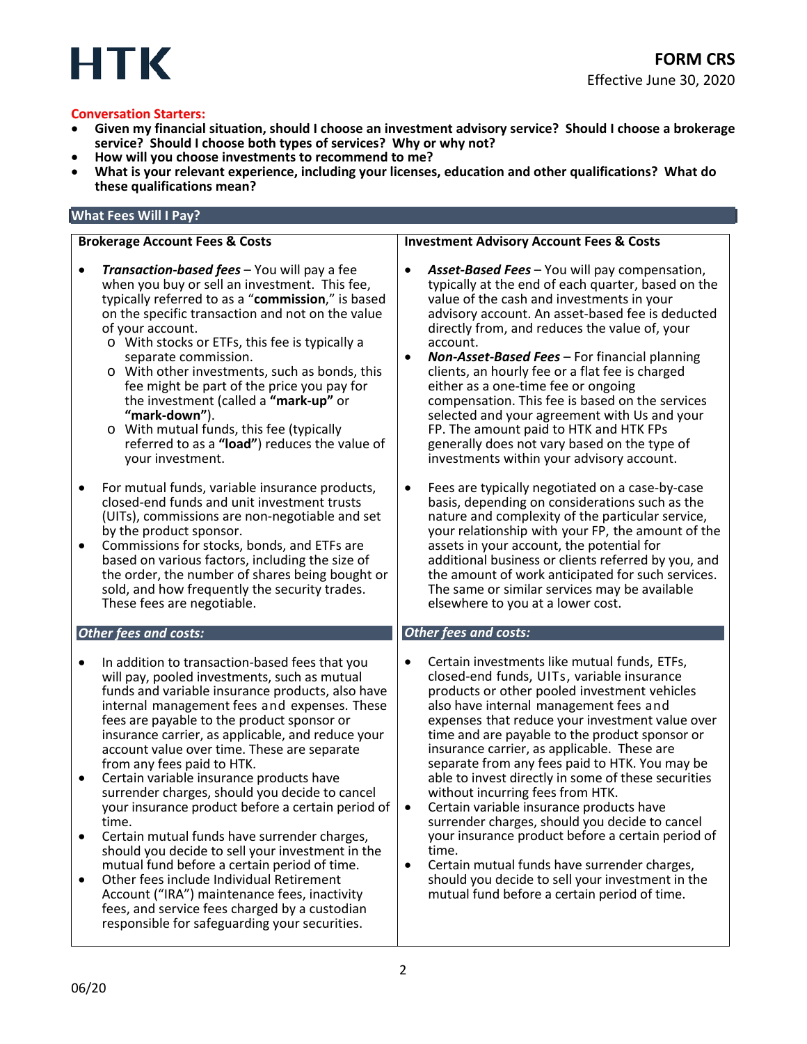**Conversation Starters:**

- **Given my financial situation, should I choose an investment advisory service? Should I choose a brokerage service? Should I choose both types of services? Why or why not?**
- **How will you choose investments to recommend to me?**
- **What is your relevant experience, including your licenses, education and other qualifications? What do these qualifications mean?**

## What Fees Will I Pay?

### Brokerage Account Fees & Costs

- ***Transaction-based fees*** – You will pay a fee when you buy or sell an investment. This fee, typically referred to as a "**commission**," is based on the specific transaction and not on the value of your account.
  - With stocks or ETFs, this fee is typically a separate commission.
  - With other investments, such as bonds, this fee might be part of the price you pay for the investment (called a **"mark-up"** or **"mark-down"**).
  - With mutual funds, this fee (typically referred to as a **"load"**) reduces the value of your investment.
- For mutual funds, variable insurance products, closed-end funds and unit investment trusts (UITs), commissions are non-negotiable and set by the product sponsor.
- Commissions for stocks, bonds, and ETFs are based on various factors, including the size of the order, the number of shares being bought or sold, and how frequently the security trades. These fees are negotiable.

#### *Other fees and costs:*

- In addition to transaction-based fees that you will pay, pooled investments, such as mutual funds and variable insurance products, also have internal management fees and expenses. These fees are payable to the product sponsor or insurance carrier, as applicable, and reduce your account value over time. These are separate from any fees paid to HTK.
- Certain variable insurance products have surrender charges, should you decide to cancel your insurance product before a certain period of time.
- Certain mutual funds have surrender charges, should you decide to sell your investment in the mutual fund before a certain period of time.
- Other fees include Individual Retirement Account ("IRA") maintenance fees, inactivity fees, and service fees charged by a custodian responsible for safeguarding your securities.

### Investment Advisory Account Fees & Costs

- ***Asset-Based Fees*** – You will pay compensation, typically at the end of each quarter, based on the value of the cash and investments in your advisory account. An asset-based fee is deducted directly from, and reduces the value of, your account.
- ***Non-Asset-Based Fees*** – For financial planning clients, an hourly fee or a flat fee is charged either as a one-time fee or ongoing compensation. This fee is based on the services selected and your agreement with Us and your FP. The amount paid to HTK and HTK FPs generally does not vary based on the type of investments within your advisory account.
- Fees are typically negotiated on a case-by-case basis, depending on considerations such as the nature and complexity of the particular service, your relationship with your FP, the amount of the assets in your account, the potential for additional business or clients referred by you, and the amount of work anticipated for such services. The same or similar services may be available elsewhere to you at a lower cost.

#### *Other fees and costs:*

- Certain investments like mutual funds, ETFs, closed-end funds, UITs, variable insurance products or other pooled investment vehicles also have internal management fees and expenses that reduce your investment value over time and are payable to the product sponsor or insurance carrier, as applicable. These are separate from any fees paid to HTK. You may be able to invest directly in some of these securities without incurring fees from HTK.
- Certain variable insurance products have surrender charges, should you decide to cancel your insurance product before a certain period of time.
- Certain mutual funds have surrender charges, should you decide to sell your investment in the mutual fund before a certain period of time.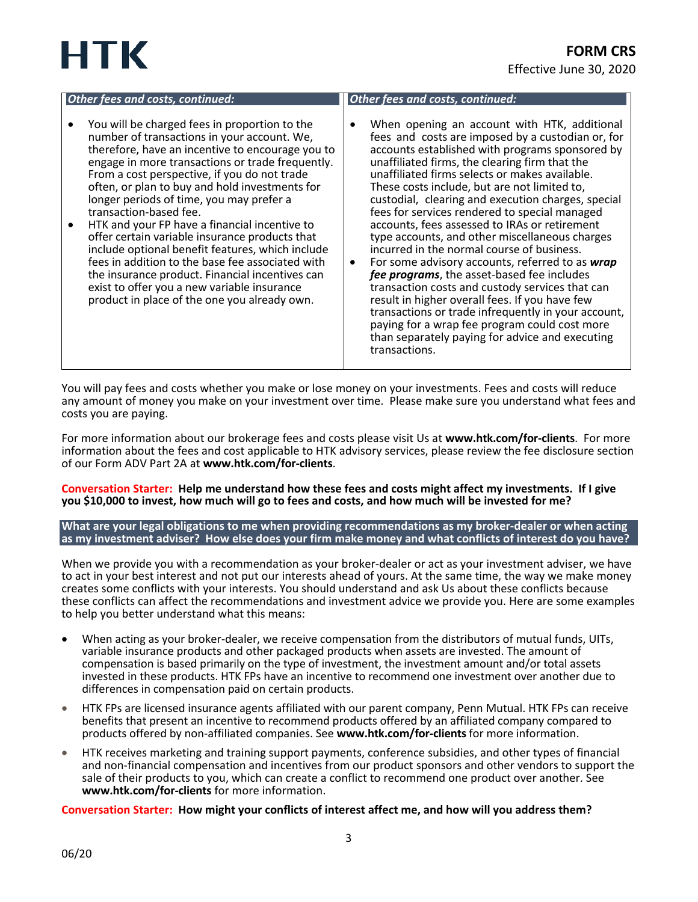**Other fees and costs, continued:**

- You will be charged fees in proportion to the number of transactions in your account. We, therefore, have an incentive to encourage you to engage in more transactions or trade frequently. From a cost perspective, if you do not trade often, or plan to buy and hold investments for longer periods of time, you may prefer a transaction-based fee.
- HTK and your FP have a financial incentive to offer certain variable insurance products that include optional benefit features, which include fees in addition to the base fee associated with the insurance product. Financial incentives can exist to offer you a new variable insurance product in place of the one you already own.

**Other fees and costs, continued:**

- When opening an account with HTK, additional fees and costs are imposed by a custodian or, for accounts established with programs sponsored by unaffiliated firms, the clearing firm that the unaffiliated firms selects or makes available. These costs include, but are not limited to, custodial, clearing and execution charges, special fees for services rendered to special managed accounts, fees assessed to IRAs or retirement type accounts, and other miscellaneous charges incurred in the normal course of business.
- For some advisory accounts, referred to as ***wrap fee programs***, the asset-based fee includes transaction costs and custody services that can result in higher overall fees. If you have few transactions or trade infrequently in your account, paying for a wrap fee program could cost more than separately paying for advice and executing transactions.

You will pay fees and costs whether you make or lose money on your investments. Fees and costs will reduce any amount of money you make on your investment over time. Please make sure you understand what fees and costs you are paying.

For more information about our brokerage fees and costs please visit Us at **www.htk.com/for-clients**. For more information about the fees and cost applicable to HTK advisory services, please review the fee disclosure section of our Form ADV Part 2A at **www.htk.com/for-clients**.

**Conversation Starter: Help me understand how these fees and costs might affect my investments. If I give you $10,000 to invest, how much will go to fees and costs, and how much will be invested for me?**

## What are your legal obligations to me when providing recommendations as my broker-dealer or when acting as my investment adviser? How else does your firm make money and what conflicts of interest do you have?

When we provide you with a recommendation as your broker-dealer or act as your investment adviser, we have to act in your best interest and not put our interests ahead of yours. At the same time, the way we make money creates some conflicts with your interests. You should understand and ask Us about these conflicts because these conflicts can affect the recommendations and investment advice we provide you. Here are some examples to help you better understand what this means:

- When acting as your broker-dealer, we receive compensation from the distributors of mutual funds, UITs, variable insurance products and other packaged products when assets are invested. The amount of compensation is based primarily on the type of investment, the investment amount and/or total assets invested in these products. HTK FPs have an incentive to recommend one investment over another due to differences in compensation paid on certain products.
- HTK FPs are licensed insurance agents affiliated with our parent company, Penn Mutual. HTK FPs can receive benefits that present an incentive to recommend products offered by an affiliated company compared to products offered by non-affiliated companies. See **www.htk.com/for-clients** for more information.
- HTK receives marketing and training support payments, conference subsidies, and other types of financial and non-financial compensation and incentives from our product sponsors and other vendors to support the sale of their products to you, which can create a conflict to recommend one product over another. See **www.htk.com/for-clients** for more information.

**Conversation Starter: How might your conflicts of interest affect me, and how will you address them?**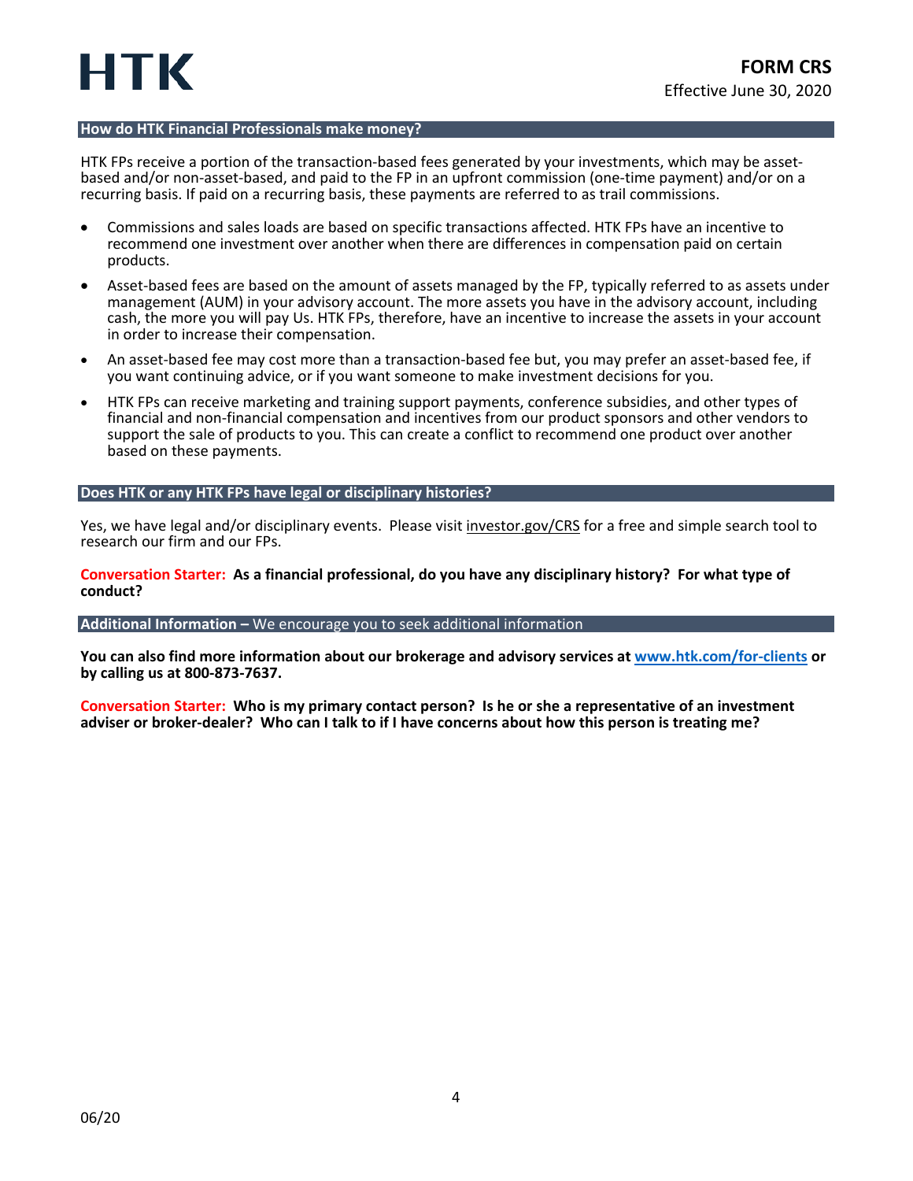## How do HTK Financial Professionals make money?

HTK FPs receive a portion of the transaction-based fees generated by your investments, which may be asset-based and/or non-asset-based, and paid to the FP in an upfront commission (one-time payment) and/or on a recurring basis. If paid on a recurring basis, these payments are referred to as trail commissions.

- Commissions and sales loads are based on specific transactions affected. HTK FPs have an incentive to recommend one investment over another when there are differences in compensation paid on certain products.
- Asset-based fees are based on the amount of assets managed by the FP, typically referred to as assets under management (AUM) in your advisory account. The more assets you have in the advisory account, including cash, the more you will pay Us. HTK FPs, therefore, have an incentive to increase the assets in your account in order to increase their compensation.
- An asset-based fee may cost more than a transaction-based fee but, you may prefer an asset-based fee, if you want continuing advice, or if you want someone to make investment decisions for you.
- HTK FPs can receive marketing and training support payments, conference subsidies, and other types of financial and non-financial compensation and incentives from our product sponsors and other vendors to support the sale of products to you. This can create a conflict to recommend one product over another based on these payments.

## Does HTK or any HTK FPs have legal or disciplinary histories?

Yes, we have legal and/or disciplinary events. Please visit investor.gov/CRS for a free and simple search tool to research our firm and our FPs.

**Conversation Starter: As a financial professional, do you have any disciplinary history? For what type of conduct?**

## Additional Information – We encourage you to seek additional information

**You can also find more information about our brokerage and advisory services at [www.htk.com/for-clients](www.htk.com/for-clients) or by calling us at 800-873-7637.**

**Conversation Starter: Who is my primary contact person? Is he or she a representative of an investment adviser or broker-dealer? Who can I talk to if I have concerns about how this person is treating me?**